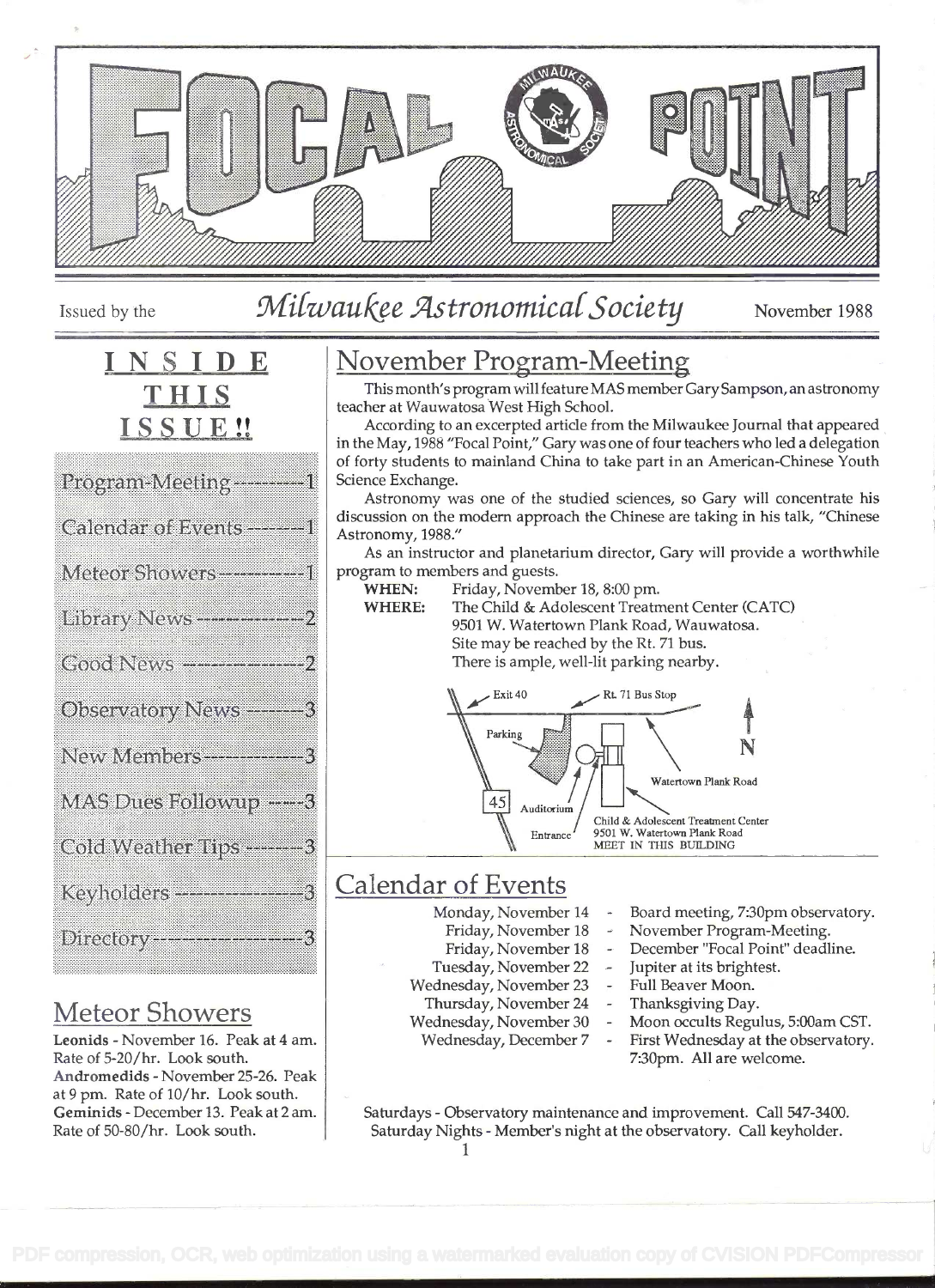# FOCAL POINT

Issued by the *Milwaukee Astronomical Society* November 1988

## INSIDE THIS ISSUE!!

- Program-Meeting ---------- 1
- Calendar of Events ------- 1
- Meteor Showers ----------- 1
- Library News ------------- 2
- Good News ---------------- 2
- Observatory News --------- 3
- New Members -------------- 3
- MAS Dues Followup -------- 3
- Cold Weather Tips -------- 3
- Keyholders --------------- 3
- Directory ---------------- 3

## Meteor Showers

**Leonids** - November 16. Peak at 4 am. Rate of 5-20/hr. Look south.
**Andromedids** - November 25-26. Peak at 9 pm. Rate of 10/hr. Look south.
**Geminids** - December 13. Peak at 2 am. Rate of 50-80/hr. Look south.

## November Program-Meeting

This month's program will feature MAS member Gary Sampson, an astronomy teacher at Wauwatosa West High School.

According to an excerpted article from the Milwaukee Journal that appeared in the May, 1988 "Focal Point," Gary was one of four teachers who led a delegation of forty students to mainland China to take part in an American-Chinese Youth Science Exchange.

Astronomy was one of the studied sciences, so Gary will concentrate his discussion on the modern approach the Chinese are taking in his talk, "Chinese Astronomy, 1988."

As an instructor and planetarium director, Gary will provide a worthwhile program to members and guests.

**WHEN:** Friday, November 18, 8:00 pm.
**WHERE:** The Child & Adolescent Treatment Center (CATC)
9501 W. Watertown Plank Road, Wauwatosa.
Site may be reached by the Rt. 71 bus.
There is ample, well-lit parking nearby.

Exit 40 — Rt. 71 Bus Stop — N — Parking — Watertown Plank Road — 45 — Auditorium — Entrance — Child & Adolescent Treatment Center 9501 W. Watertown Plank Road MEET IN THIS BUILDING

## Calendar of Events

- Monday, November 14 - Board meeting, 7:30pm observatory.
- Friday, November 18 - November Program-Meeting.
- Friday, November 18 - December "Focal Point" deadline.
- Tuesday, November 22 - Jupiter at its brightest.
- Wednesday, November 23 - Full Beaver Moon.
- Thursday, November 24 - Thanksgiving Day.
- Wednesday, November 30 - Moon occults Regulus, 5:00am CST.
- Wednesday, December 7 - First Wednesday at the observatory. 7:30pm. All are welcome.

Saturdays - Observatory maintenance and improvement. Call 547-3400.
Saturday Nights - Member's night at the observatory. Call keyholder.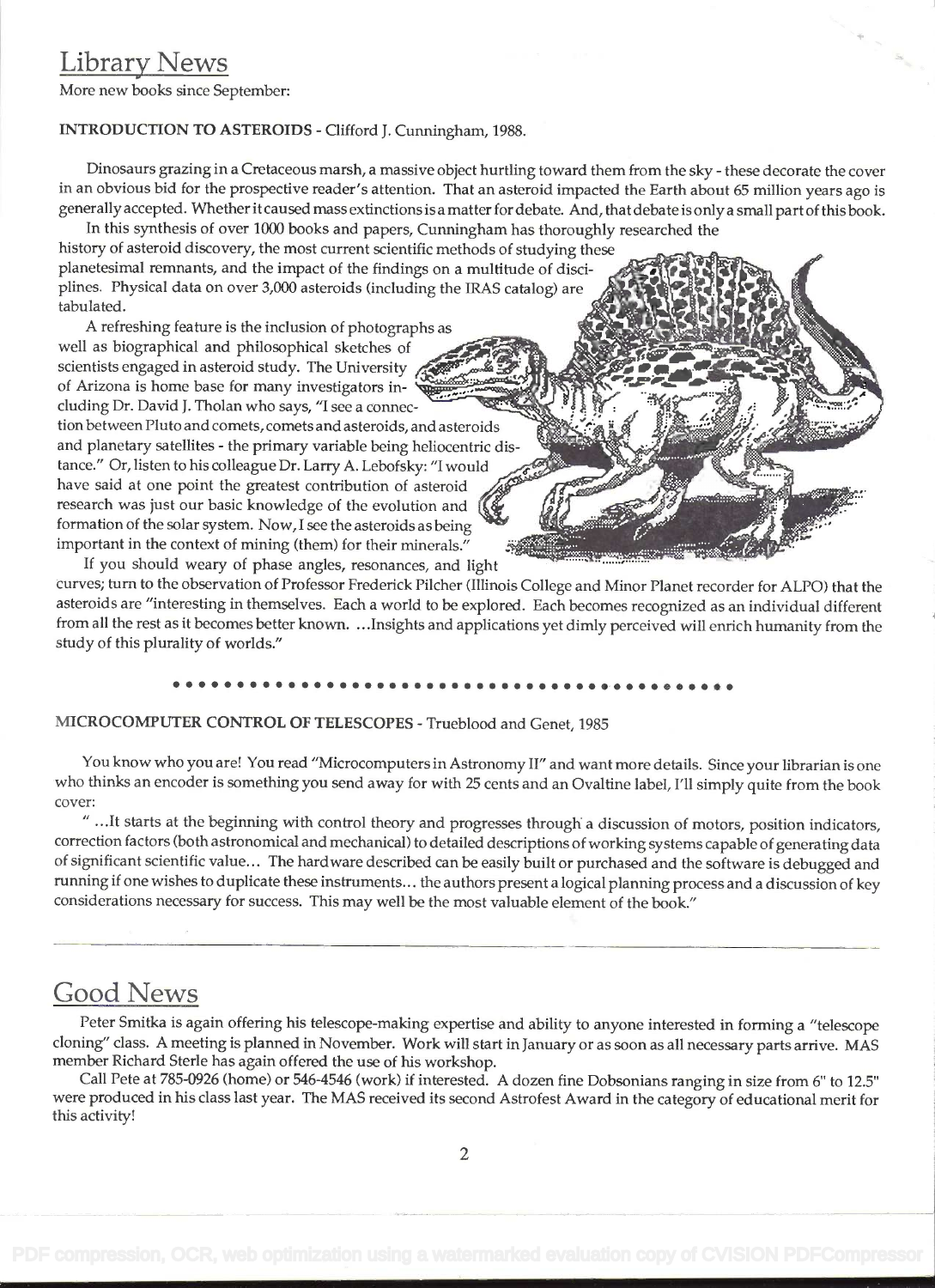## Library News

More new books since September:

**INTRODUCTION TO ASTEROIDS** - Clifford J. Cunningham, 1988.

Dinosaurs grazing in a Cretaceous marsh, a massive object hurtling toward them from the sky - these decorate the cover in an obvious bid for the prospective reader's attention. That an asteroid impacted the Earth about 65 million years ago is generally accepted. Whether it caused mass extinctions is a matter for debate. And, that debate is only a small part of this book.

In this synthesis of over 1000 books and papers, Cunningham has thoroughly researched the history of asteroid discovery, the most current scientific methods of studying these planetesimal remnants, and the impact of the findings on a multitude of disciplines. Physical data on over 3,000 asteroids (including the IRAS catalog) are tabulated.

A refreshing feature is the inclusion of photographs as well as biographical and philosophical sketches of scientists engaged in asteroid study. The University of Arizona is home base for many investigators including Dr. David J. Tholan who says, "I see a connection between Pluto and comets, comets and asteroids, and asteroids and planetary satellites - the primary variable being heliocentric distance." Or, listen to his colleague Dr. Larry A. Lebofsky: "I would have said at one point the greatest contribution of asteroid research was just our basic knowledge of the evolution and formation of the solar system. Now, I see the asteroids as being important in the context of mining (them) for their minerals."

If you should weary of phase angles, resonances, and light curves; turn to the observation of Professor Frederick Pilcher (Illinois College and Minor Planet recorder for ALPO) that the asteroids are "interesting in themselves. Each a world to be explored. Each becomes recognized as an individual different from all the rest as it becomes better known. ...Insights and applications yet dimly perceived will enrich humanity from the study of this plurality of worlds."

---

**MICROCOMPUTER CONTROL OF TELESCOPES** - Trueblood and Genet, 1985

You know who you are! You read "Microcomputers in Astronomy II" and want more details. Since your librarian is one who thinks an encoder is something you send away for with 25 cents and an Ovaltine label, I'll simply quite from the book cover:

" ...It starts at the beginning with control theory and progresses through a discussion of motors, position indicators, correction factors (both astronomical and mechanical) to detailed descriptions of working systems capable of generating data of significant scientific value... The hardware described can be easily built or purchased and the software is debugged and running if one wishes to duplicate these instruments... the authors present a logical planning process and a discussion of key considerations necessary for success. This may well be the most valuable element of the book."

---

## Good News

Peter Smitka is again offering his telescope-making expertise and ability to anyone interested in forming a "telescope cloning" class. A meeting is planned in November. Work will start in January or as soon as all necessary parts arrive. MAS member Richard Sterle has again offered the use of his workshop.

Call Pete at 785-0926 (home) or 546-4546 (work) if interested. A dozen fine Dobsonians ranging in size from 6" to 12.5" were produced in his class last year. The MAS received its second Astrofest Award in the category of educational merit for this activity!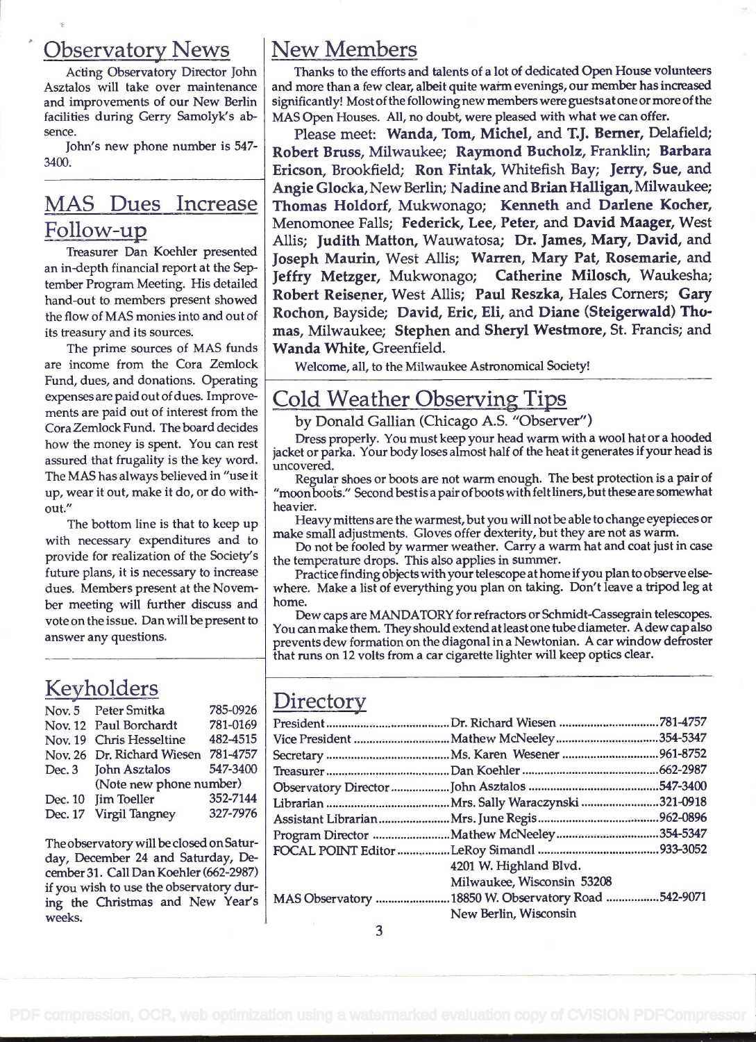## Observatory News

Acting Observatory Director John Asztalos will take over maintenance and improvements of our New Berlin facilities during Gerry Samolyk's absence.

John's new phone number is 547-3400.

## MAS Dues Increase Follow-up

Treasurer Dan Koehler presented an in-depth financial report at the September Program Meeting. His detailed hand-out to members present showed the flow of MAS monies into and out of its treasury and its sources.

The prime sources of MAS funds are income from the Cora Zemlock Fund, dues, and donations. Operating expenses are paid out of dues. Improvements are paid out of interest from the Cora Zemlock Fund. The board decides how the money is spent. You can rest assured that frugality is the key word. The MAS has always believed in "use it up, wear it out, make it do, or do without."

The bottom line is that to keep up with necessary expenditures and to provide for realization of the Society's future plans, it is necessary to increase dues. Members present at the November meeting will further discuss and vote on the issue. Dan will be present to answer any questions.

## Keyholders

| | | |
|---|---|---|
| Nov. 5 | Peter Smitka | 785-0926 |
| Nov. 12 | Paul Borchardt | 781-0169 |
| Nov. 19 | Chris Hesseltine | 482-4515 |
| Nov. 26 | Dr. Richard Wiesen | 781-4757 |
| Dec. 3 | John Asztalos (Note new phone number) | 547-3400 |
| Dec. 10 | Jim Toeller | 352-7144 |
| Dec. 17 | Virgil Tangney | 327-7976 |

The observatory will be closed on Saturday, December 24 and Saturday, December 31. Call Dan Koehler (662-2987) if you wish to use the observatory during the Christmas and New Year's weeks.

## New Members

Thanks to the efforts and talents of a lot of dedicated Open House volunteers and more than a few clear, albeit quite warm evenings, our member has increased significantly! Most of the following new members were guests at one or more of the MAS Open Houses. All, no doubt, were pleased with what we can offer.

Please meet: **Wanda, Tom, Michel,** and **T.J. Berner,** Delafield; **Robert Bruss,** Milwaukee; **Raymond Bucholz,** Franklin; **Barbara Ericson,** Brookfield; **Ron Fintak,** Whitefish Bay; **Jerry, Sue,** and **Angie Glocka,** New Berlin; **Nadine** and **Brian Halligan,** Milwaukee; **Thomas Holdorf,** Mukwonago; **Kenneth** and **Darlene Kocher,** Menomonee Falls; **Federick, Lee, Peter,** and **David Maager,** West Allis; **Judith Matton,** Wauwatosa; **Dr. James, Mary, David,** and **Joseph Maurin,** West Allis; **Warren, Mary Pat, Rosemarie,** and **Jeffry Metzger,** Mukwonago; **Catherine Milosch,** Waukesha; **Robert Reisener,** West Allis; **Paul Reszka,** Hales Corners; **Gary Rochon,** Bayside; **David, Eric, Eli,** and **Diane (Steigerwald) Thomas,** Milwaukee; **Stephen** and **Sheryl Westmore,** St. Francis; and **Wanda White,** Greenfield.

Welcome, all, to the Milwaukee Astronomical Society!

## Cold Weather Observing Tips

by Donald Gallian (Chicago A.S. "Observer")

Dress properly. You must keep your head warm with a wool hat or a hooded jacket or parka. Your body loses almost half of the heat it generates if your head is uncovered.

Regular shoes or boots are not warm enough. The best protection is a pair of "moon boots." Second best is a pair of boots with felt liners, but these are somewhat heavier.

Heavy mittens are the warmest, but you will not be able to change eyepieces or make small adjustments. Gloves offer dexterity, but they are not as warm.

Do not be fooled by warmer weather. Carry a warm hat and coat just in case the temperature drops. This also applies in summer.

Practice finding objects with your telescope at home if you plan to observe elsewhere. Make a list of everything you plan on taking. Don't leave a tripod leg at home.

Dew caps are MANDATORY for refractors or Schmidt-Cassegrain telescopes. You can make them. They should extend at least one tube diameter. A dew cap also prevents dew formation on the diagonal in a Newtonian. A car window defroster that runs on 12 volts from a car cigarette lighter will keep optics clear.

## Directory

| | | |
|---|---|---|
| President | Dr. Richard Wiesen | 781-4757 |
| Vice President | Mathew McNeeley | 354-5347 |
| Secretary | Ms. Karen Wesener | 961-8752 |
| Treasurer | Dan Koehler | 662-2987 |
| Observatory Director | John Asztalos | 547-3400 |
| Librarian | Mrs. Sally Waraczynski | 321-0918 |
| Assistant Librarian | Mrs. June Regis | 962-0896 |
| Program Director | Mathew McNeeley | 354-5347 |
| FOCAL POINT Editor | LeRoy Simandl<br>4201 W. Highland Blvd.<br>Milwaukee, Wisconsin 53208 | 933-3052 |
| MAS Observatory | 18850 W. Observatory Road<br>New Berlin, Wisconsin | 542-9071 |